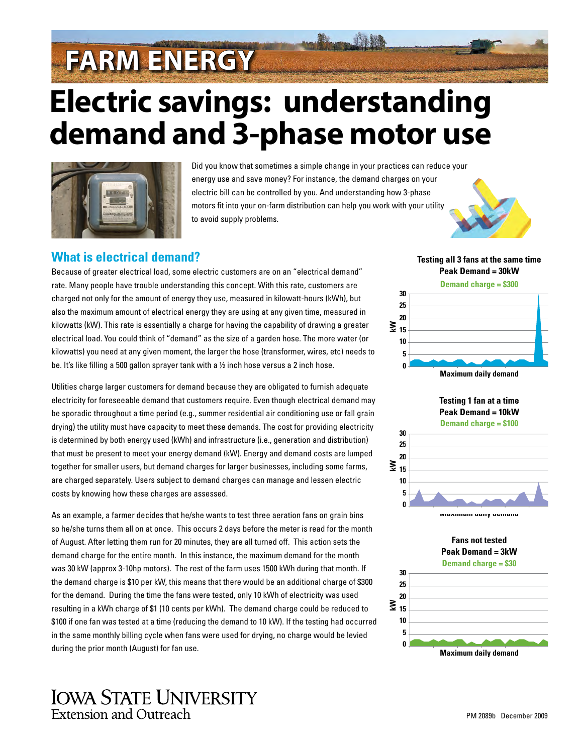FARM ENERGY

# Electric savings: understanding demand and 3-phase motor use

Did you know that sometimes a simple change in your practices can reduce your energy use and save money? For instance, the demand charges on your electric bill can be controlled by you. And understanding how 3-phase motors fit into your on-farm distribution can help you work with your utility to avoid supply problems.

## What is electrical demand?

Because of greater electrical load, some electric customers are on an "electrical demand" rate. Many people have trouble understanding this concept. With this rate, customers are charged not only for the amount of energy they use, measured in kilowatt-hours (kWh), but also the maximum amount of electrical energy they are using at any given time, measured in kilowatts (kW). This rate is essentially a charge for having the capability of drawing a greater electrical load. You could think of "demand" as the size of a garden hose. The more water (or kilowatts) you need at any given moment, the larger the hose (transformer, wires, etc) needs to be. It's like filling a 500 gallon sprayer tank with a ½ inch hose versus a 2 inch hose.

Utilities charge larger customers for demand because they are obligated to furnish adequate electricity for foreseeable demand that customers require. Even though electrical demand may be sporadic throughout a time period (e.g., summer residential air conditioning use or fall grain drying) the utility must have capacity to meet these demands. The cost for providing electricity is determined by both energy used (kWh) and infrastructure (i.e., generation and distribution) that must be present to meet your energy demand (kW). Energy and demand costs are lumped together for smaller users, but demand charges for larger businesses, including some farms, are charged separately. Users subject to demand charges can manage and lessen electric costs by knowing how these charges are assessed.

As an example, a farmer decides that he/she wants to test three aeration fans on grain bins so he/she turns them all on at once. This occurs 2 days before the meter is read for the month of August. After letting them run for 20 minutes, they are all turned off. This action sets the demand charge for the entire month. In this instance, the maximum demand for the month was 30 kW (approx 3-10hp motors). The rest of the farm uses 1500 kWh during that month. If the demand charge is $10 per kW, this means that there would be an additional charge of $300 for the demand. During the time the fans were tested, only 10 kWh of electricity was used resulting in a kWh charge of $1 (10 cents per kWh). The demand charge could be reduced to $100 if one fan was tested at a time (reducing the demand to 10 kW). If the testing had occurred in the same monthly billing cycle when fans were used for drying, no charge would be levied during the prior month (August) for fan use.

**Testing all 3 fans at the same time**
**Peak Demand = 30kW**
**Demand charge = $300**

Maximum daily demand

**Testing 1 fan at a time**
**Peak Demand = 10kW**
**Demand charge = $100**

Maximum daily demand

**Fans not tested**
**Peak Demand = 3kW**
**Demand charge = $30**

Maximum daily demand

Iowa State University
Extension and Outreach

PM 2089b December 2009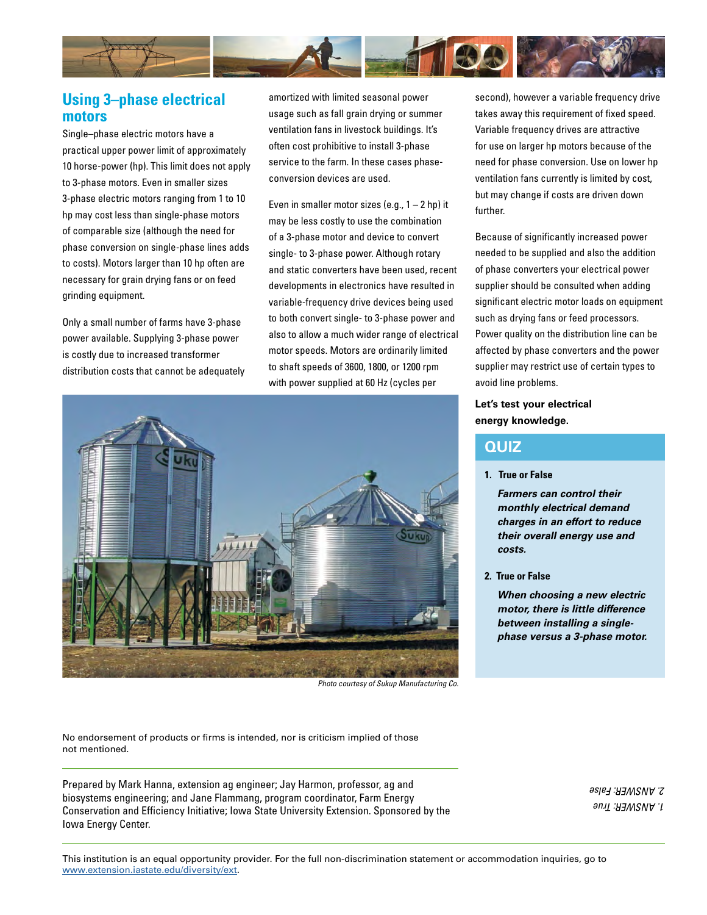## Using 3–phase electrical motors

Single–phase electric motors have a practical upper power limit of approximately 10 horse-power (hp). This limit does not apply to 3-phase motors. Even in smaller sizes 3-phase electric motors ranging from 1 to 10 hp may cost less than single-phase motors of comparable size (although the need for phase conversion on single-phase lines adds to costs). Motors larger than 10 hp often are necessary for grain drying fans or on feed grinding equipment.

Only a small number of farms have 3-phase power available. Supplying 3-phase power is costly due to increased transformer distribution costs that cannot be adequately amortized with limited seasonal power usage such as fall grain drying or summer ventilation fans in livestock buildings. It's often cost prohibitive to install 3-phase service to the farm. In these cases phase-conversion devices are used.

Even in smaller motor sizes (e.g., 1 – 2 hp) it may be less costly to use the combination of a 3-phase motor and device to convert single- to 3-phase power. Although rotary and static converters have been used, recent developments in electronics have resulted in variable-frequency drive devices being used to both convert single- to 3-phase power and also to allow a much wider range of electrical motor speeds. Motors are ordinarily limited to shaft speeds of 3600, 1800, or 1200 rpm with power supplied at 60 Hz (cycles per second), however a variable frequency drive takes away this requirement of fixed speed. Variable frequency drives are attractive for use on larger hp motors because of the need for phase conversion. Use on lower hp ventilation fans currently is limited by cost, but may change if costs are driven down further.

Because of significantly increased power needed to be supplied and also the addition of phase converters your electrical power supplier should be consulted when adding significant electric motor loads on equipment such as drying fans or feed processors. Power quality on the distribution line can be affected by phase converters and the power supplier may restrict use of certain types to avoid line problems.

Photo courtesy of Sukup Manufacturing Co.

**Let's test your electrical energy knowledge.**

## QUIZ

1. **True or False**

   ***Farmers can control their monthly electrical demand charges in an effort to reduce their overall energy use and costs.***

2. **True or False**

   ***When choosing a new electric motor, there is little difference between installing a single-phase versus a 3-phase motor.***

*1. ANSWER: True*
*2. ANSWER: False*

No endorsement of products or firms is intended, nor is criticism implied of those not mentioned.

Prepared by Mark Hanna, extension ag engineer; Jay Harmon, professor, ag and biosystems engineering; and Jane Flammang, program coordinator, Farm Energy Conservation and Efficiency Initiative; Iowa State University Extension. Sponsored by the Iowa Energy Center.

This institution is an equal opportunity provider. For the full non-discrimination statement or accommodation inquiries, go to www.extension.iastate.edu/diversity/ext.